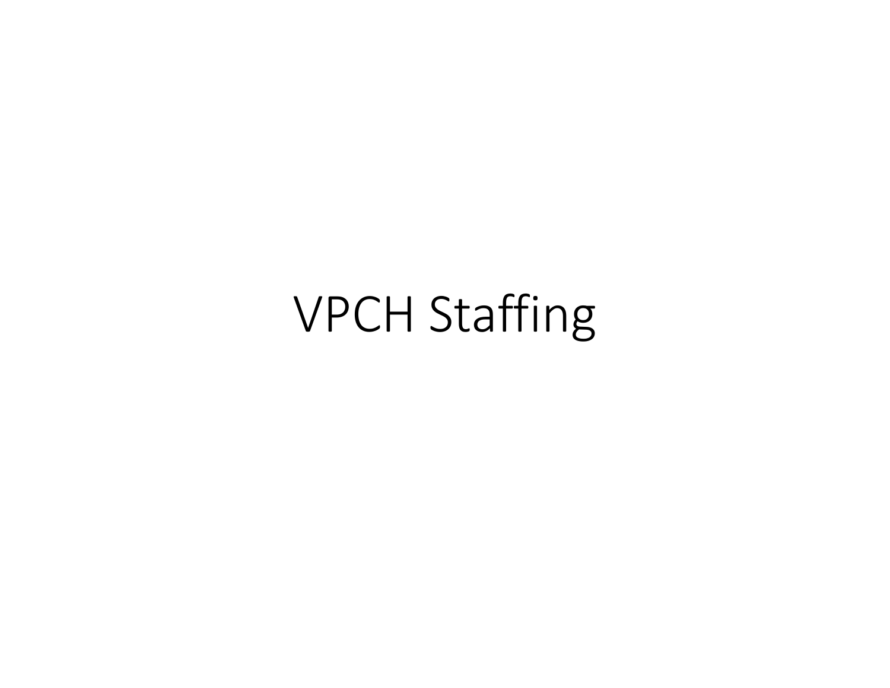# VPCH Staffing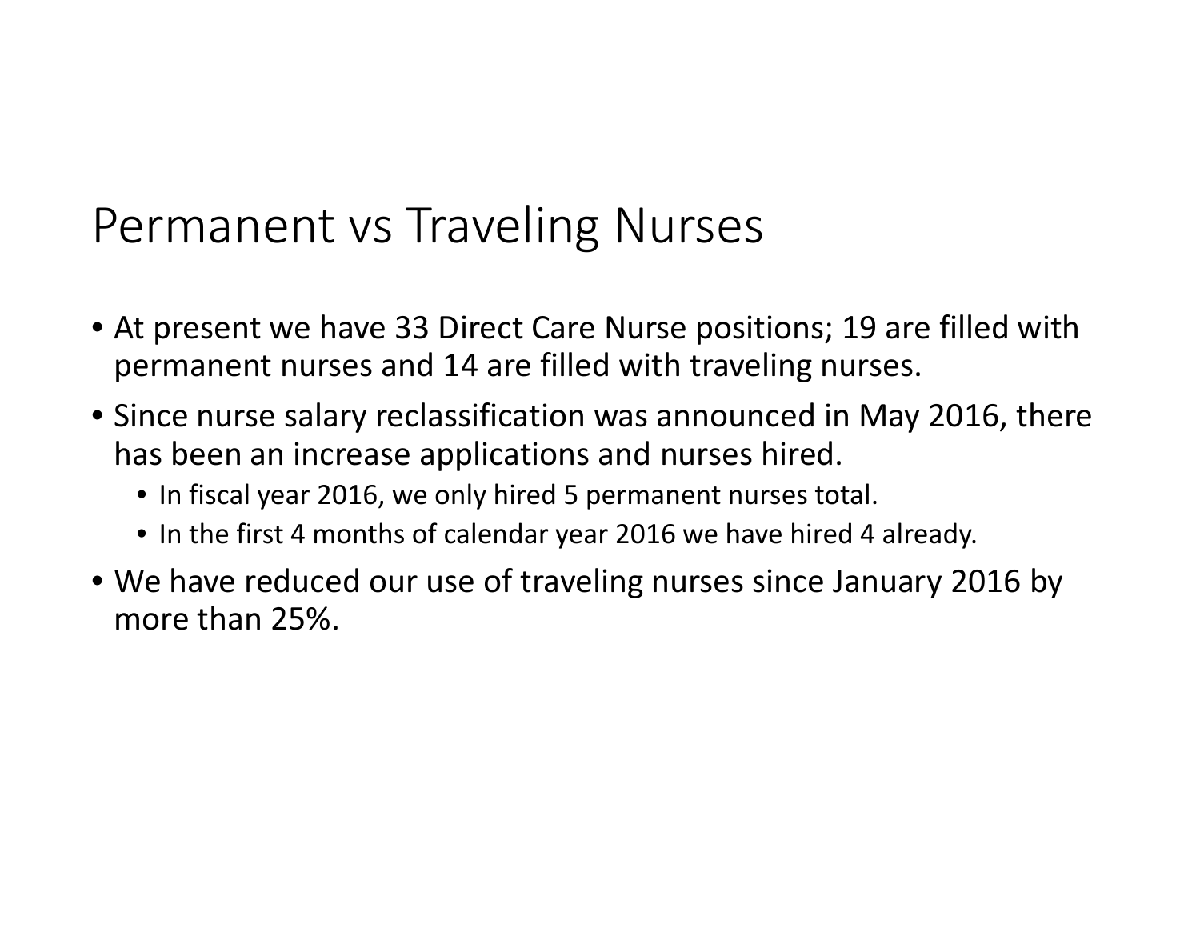# Permanent vs Traveling Nurses

- At present we have 33 Direct Care Nurse positions; 19 are filled with permanent nurses and 14 are filled with traveling nurses.
- Since nurse salary reclassification was announced in May 2016, there has been an increase applications and nurses hired.
  - In fiscal year 2016, we only hired 5 permanent nurses total.
  - In the first 4 months of calendar year 2016 we have hired 4 already.
- We have reduced our use of traveling nurses since January 2016 by more than 25%.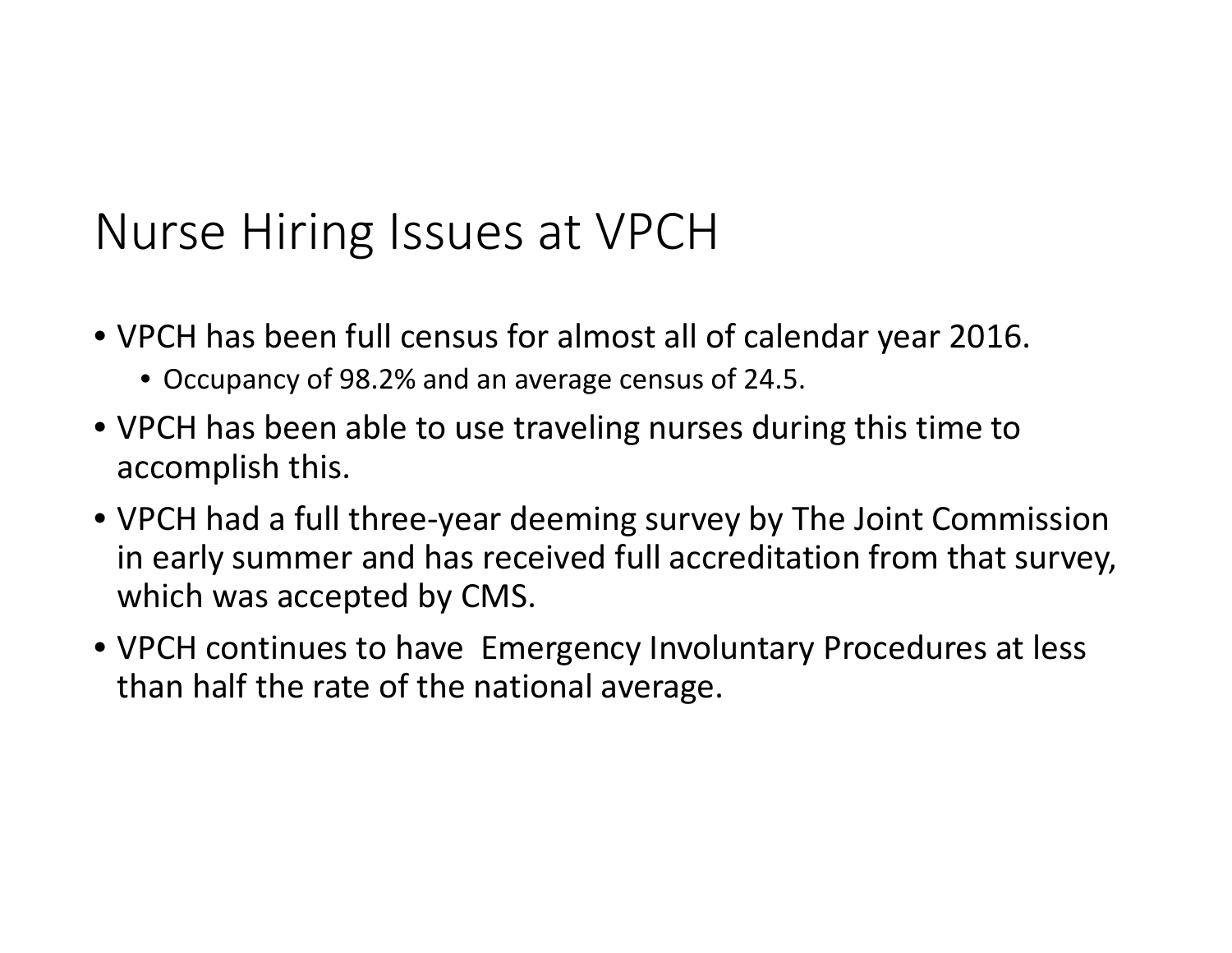# Nurse Hiring Issues at VPCH

- VPCH has been full census for almost all of calendar year 2016.
  - Occupancy of 98.2% and an average census of 24.5.
- VPCH has been able to use traveling nurses during this time to accomplish this.
- VPCH had a full three-year deeming survey by The Joint Commission in early summer and has received full accreditation from that survey, which was accepted by CMS.
- VPCH continues to have Emergency Involuntary Procedures at less than half the rate of the national average.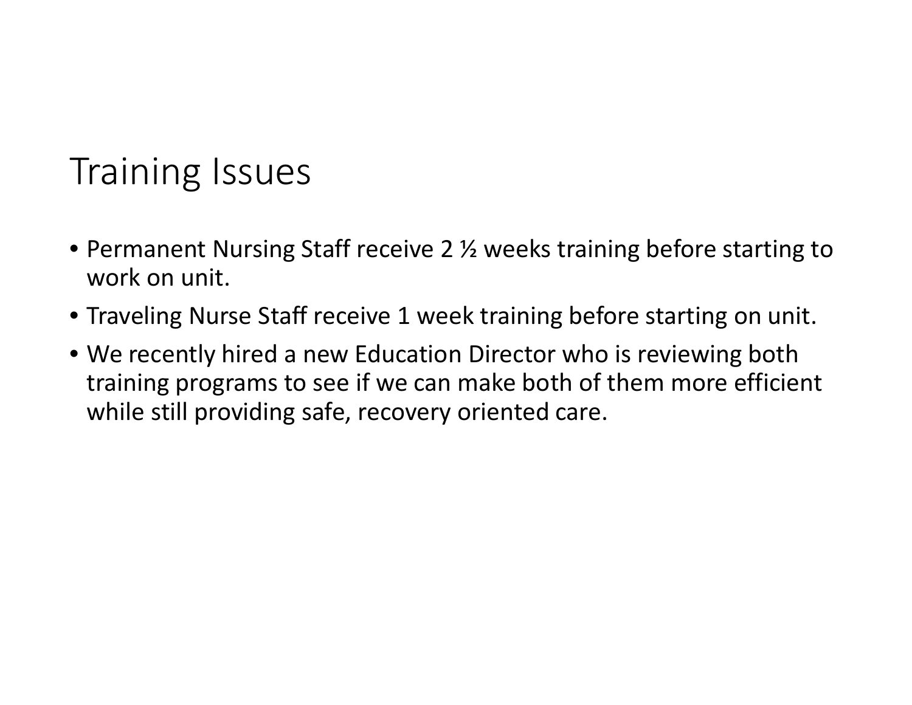# Training Issues

- Permanent Nursing Staff receive 2 ½ weeks training before starting to work on unit.
- Traveling Nurse Staff receive 1 week training before starting on unit.
- We recently hired a new Education Director who is reviewing both training programs to see if we can make both of them more efficient while still providing safe, recovery oriented care.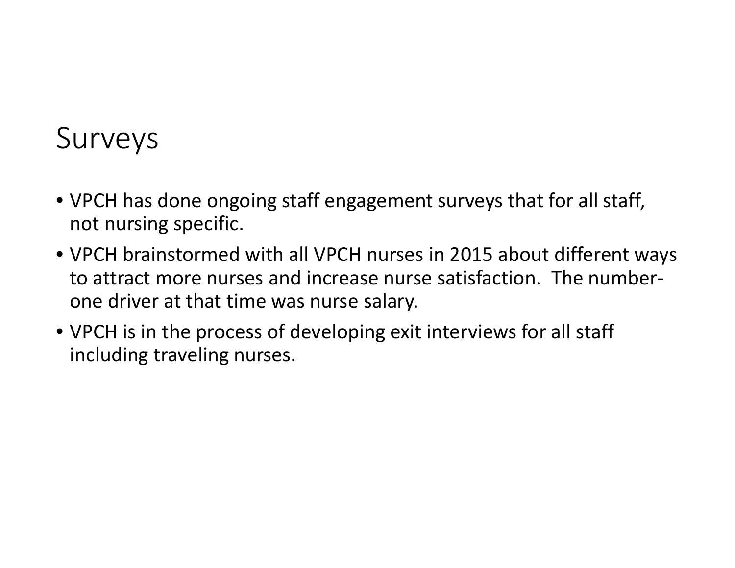# Surveys

- VPCH has done ongoing staff engagement surveys that for all staff, not nursing specific.
- VPCH brainstormed with all VPCH nurses in 2015 about different ways to attract more nurses and increase nurse satisfaction. The number-one driver at that time was nurse salary.
- VPCH is in the process of developing exit interviews for all staff including traveling nurses.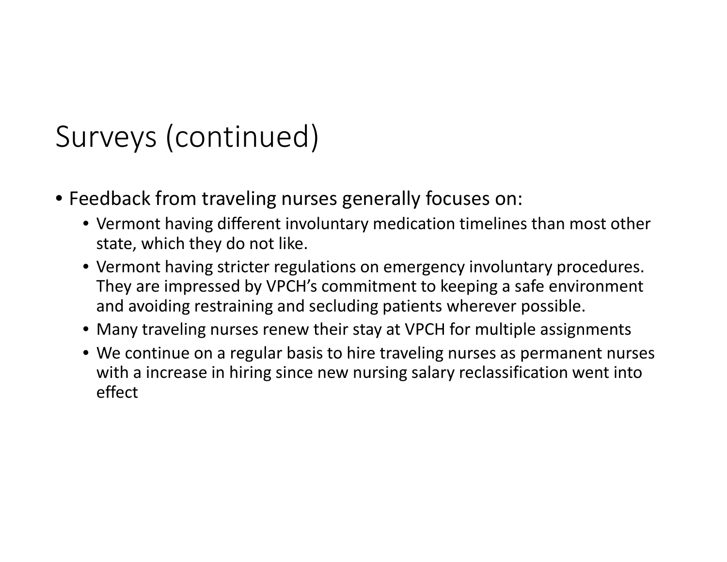# Surveys (continued)

- Feedback from traveling nurses generally focuses on:
  - Vermont having different involuntary medication timelines than most other state, which they do not like.
  - Vermont having stricter regulations on emergency involuntary procedures. They are impressed by VPCH's commitment to keeping a safe environment and avoiding restraining and secluding patients wherever possible.
  - Many traveling nurses renew their stay at VPCH for multiple assignments
  - We continue on a regular basis to hire traveling nurses as permanent nurses with a increase in hiring since new nursing salary reclassification went into effect